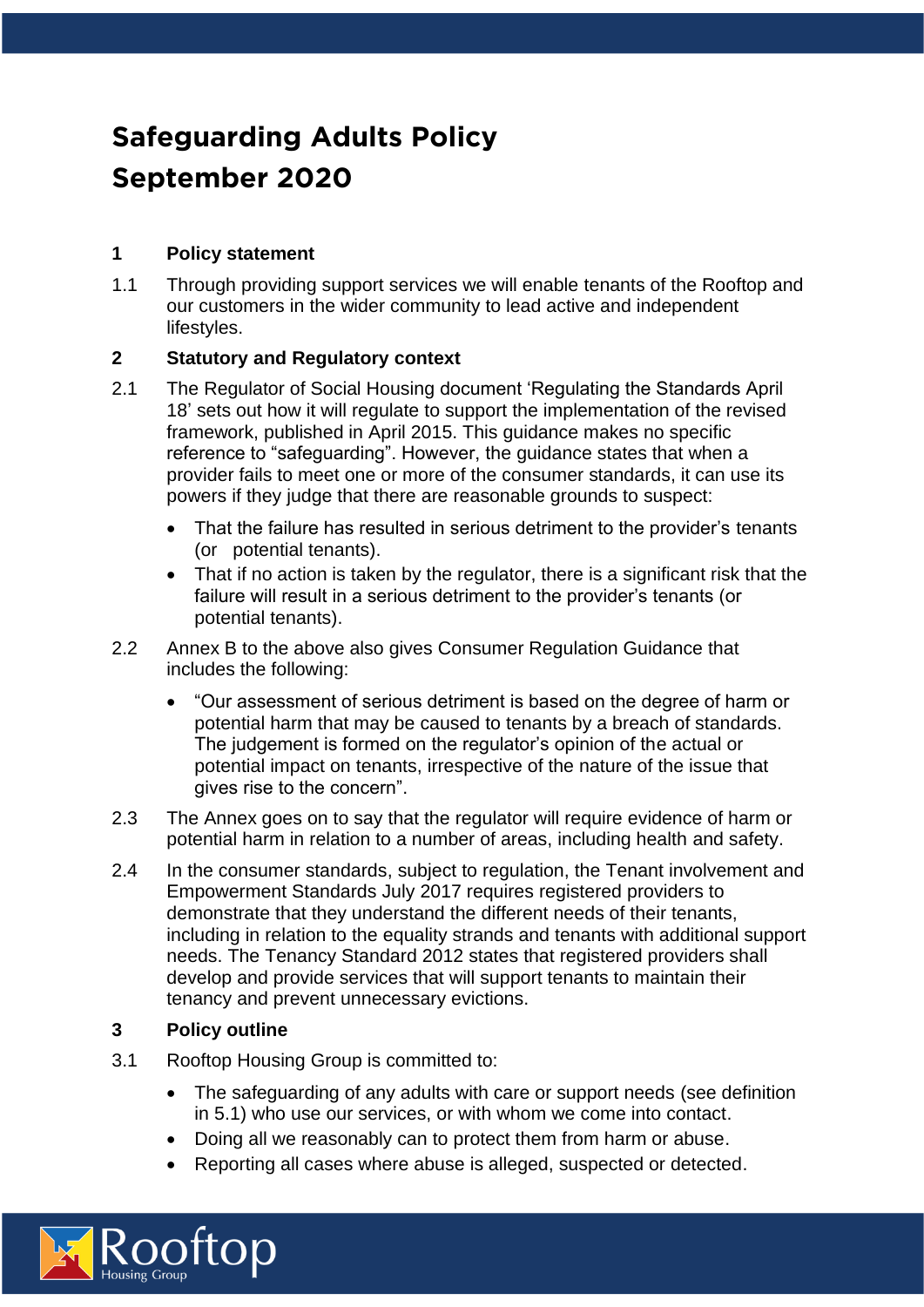# Safeguarding Adults Policy
# September 2020

## 1 Policy statement

1.1 Through providing support services we will enable tenants of the Rooftop and our customers in the wider community to lead active and independent lifestyles.

## 2 Statutory and Regulatory context

2.1 The Regulator of Social Housing document 'Regulating the Standards April 18' sets out how it will regulate to support the implementation of the revised framework, published in April 2015. This guidance makes no specific reference to "safeguarding". However, the guidance states that when a provider fails to meet one or more of the consumer standards, it can use its powers if they judge that there are reasonable grounds to suspect:

- That the failure has resulted in serious detriment to the provider's tenants (or potential tenants).
- That if no action is taken by the regulator, there is a significant risk that the failure will result in a serious detriment to the provider's tenants (or potential tenants).

2.2 Annex B to the above also gives Consumer Regulation Guidance that includes the following:

- "Our assessment of serious detriment is based on the degree of harm or potential harm that may be caused to tenants by a breach of standards. The judgement is formed on the regulator's opinion of the actual or potential impact on tenants, irrespective of the nature of the issue that gives rise to the concern".

2.3 The Annex goes on to say that the regulator will require evidence of harm or potential harm in relation to a number of areas, including health and safety.

2.4 In the consumer standards, subject to regulation, the Tenant involvement and Empowerment Standards July 2017 requires registered providers to demonstrate that they understand the different needs of their tenants, including in relation to the equality strands and tenants with additional support needs. The Tenancy Standard 2012 states that registered providers shall develop and provide services that will support tenants to maintain their tenancy and prevent unnecessary evictions.

## 3 Policy outline

3.1 Rooftop Housing Group is committed to:

- The safeguarding of any adults with care or support needs (see definition in 5.1) who use our services, or with whom we come into contact.
- Doing all we reasonably can to protect them from harm or abuse.
- Reporting all cases where abuse is alleged, suspected or detected.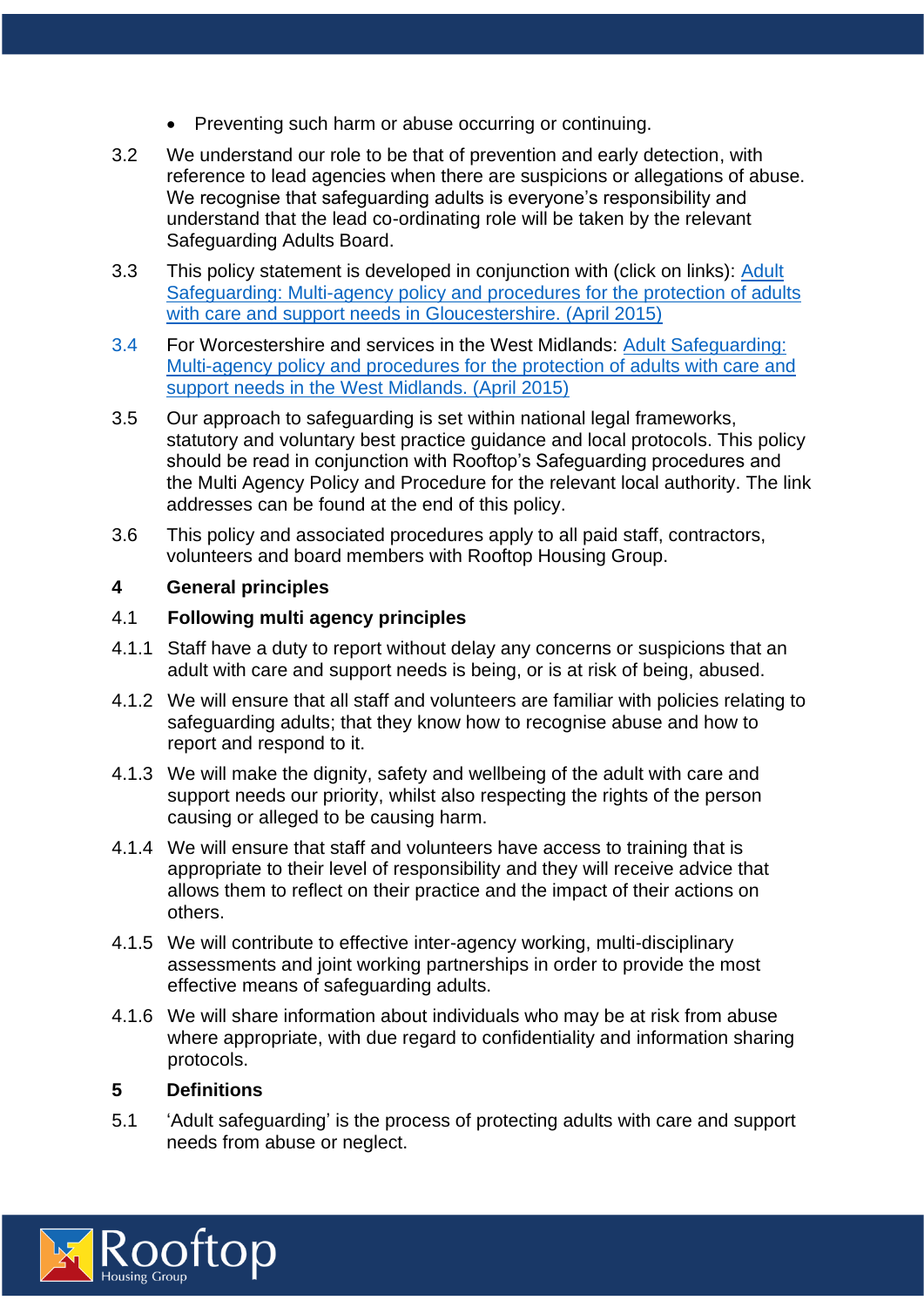- Preventing such harm or abuse occurring or continuing.

3.2 We understand our role to be that of prevention and early detection, with reference to lead agencies when there are suspicions or allegations of abuse. We recognise that safeguarding adults is everyone's responsibility and understand that the lead co-ordinating role will be taken by the relevant Safeguarding Adults Board.

3.3 This policy statement is developed in conjunction with (click on links): Adult Safeguarding: Multi-agency policy and procedures for the protection of adults with care and support needs in Gloucestershire. (April 2015)

3.4 For Worcestershire and services in the West Midlands: Adult Safeguarding: Multi-agency policy and procedures for the protection of adults with care and support needs in the West Midlands. (April 2015)

3.5 Our approach to safeguarding is set within national legal frameworks, statutory and voluntary best practice guidance and local protocols. This policy should be read in conjunction with Rooftop's Safeguarding procedures and the Multi Agency Policy and Procedure for the relevant local authority. The link addresses can be found at the end of this policy.

3.6 This policy and associated procedures apply to all paid staff, contractors, volunteers and board members with Rooftop Housing Group.

## 4 General principles

### 4.1 Following multi agency principles

4.1.1 Staff have a duty to report without delay any concerns or suspicions that an adult with care and support needs is being, or is at risk of being, abused.

4.1.2 We will ensure that all staff and volunteers are familiar with policies relating to safeguarding adults; that they know how to recognise abuse and how to report and respond to it.

4.1.3 We will make the dignity, safety and wellbeing of the adult with care and support needs our priority, whilst also respecting the rights of the person causing or alleged to be causing harm.

4.1.4 We will ensure that staff and volunteers have access to training that is appropriate to their level of responsibility and they will receive advice that allows them to reflect on their practice and the impact of their actions on others.

4.1.5 We will contribute to effective inter-agency working, multi-disciplinary assessments and joint working partnerships in order to provide the most effective means of safeguarding adults.

4.1.6 We will share information about individuals who may be at risk from abuse where appropriate, with due regard to confidentiality and information sharing protocols.

## 5 Definitions

5.1 'Adult safeguarding' is the process of protecting adults with care and support needs from abuse or neglect.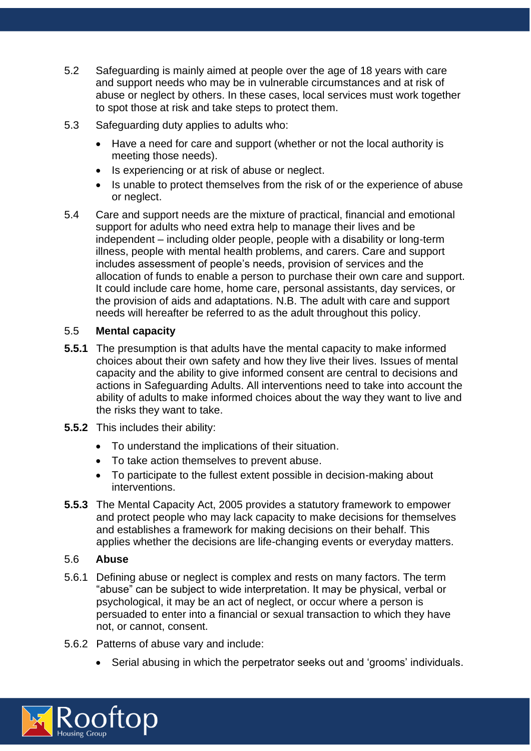5.2 Safeguarding is mainly aimed at people over the age of 18 years with care and support needs who may be in vulnerable circumstances and at risk of abuse or neglect by others. In these cases, local services must work together to spot those at risk and take steps to protect them.

5.3 Safeguarding duty applies to adults who:

- Have a need for care and support (whether or not the local authority is meeting those needs).
- Is experiencing or at risk of abuse or neglect.
- Is unable to protect themselves from the risk of or the experience of abuse or neglect.

5.4 Care and support needs are the mixture of practical, financial and emotional support for adults who need extra help to manage their lives and be independent – including older people, people with a disability or long-term illness, people with mental health problems, and carers. Care and support includes assessment of people's needs, provision of services and the allocation of funds to enable a person to purchase their own care and support. It could include care home, home care, personal assistants, day services, or the provision of aids and adaptations. N.B. The adult with care and support needs will hereafter be referred to as the adult throughout this policy.

5.5 **Mental capacity**

**5.5.1** The presumption is that adults have the mental capacity to make informed choices about their own safety and how they live their lives. Issues of mental capacity and the ability to give informed consent are central to decisions and actions in Safeguarding Adults. All interventions need to take into account the ability of adults to make informed choices about the way they want to live and the risks they want to take.

**5.5.2** This includes their ability:

- To understand the implications of their situation.
- To take action themselves to prevent abuse.
- To participate to the fullest extent possible in decision-making about interventions.

**5.5.3** The Mental Capacity Act, 2005 provides a statutory framework to empower and protect people who may lack capacity to make decisions for themselves and establishes a framework for making decisions on their behalf. This applies whether the decisions are life-changing events or everyday matters.

5.6 **Abuse**

5.6.1 Defining abuse or neglect is complex and rests on many factors. The term "abuse" can be subject to wide interpretation. It may be physical, verbal or psychological, it may be an act of neglect, or occur where a person is persuaded to enter into a financial or sexual transaction to which they have not, or cannot, consent.

5.6.2 Patterns of abuse vary and include:

- Serial abusing in which the perpetrator seeks out and 'grooms' individuals.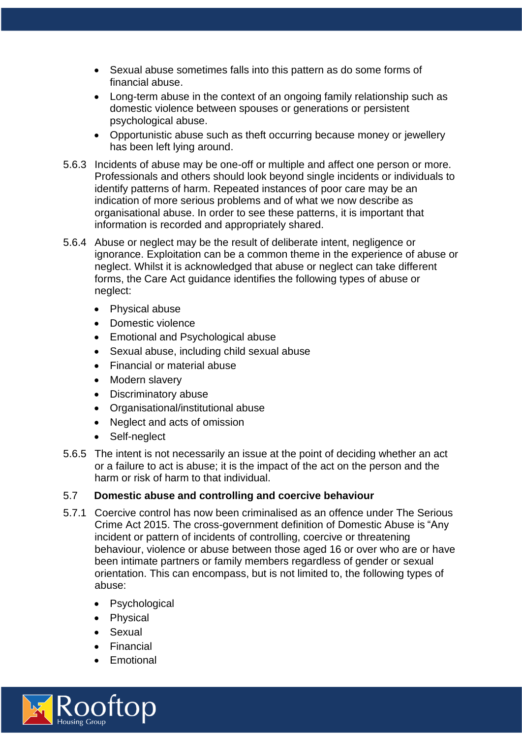- Sexual abuse sometimes falls into this pattern as do some forms of financial abuse.
- Long-term abuse in the context of an ongoing family relationship such as domestic violence between spouses or generations or persistent psychological abuse.
- Opportunistic abuse such as theft occurring because money or jewellery has been left lying around.

5.6.3 Incidents of abuse may be one-off or multiple and affect one person or more. Professionals and others should look beyond single incidents or individuals to identify patterns of harm. Repeated instances of poor care may be an indication of more serious problems and of what we now describe as organisational abuse. In order to see these patterns, it is important that information is recorded and appropriately shared.

5.6.4 Abuse or neglect may be the result of deliberate intent, negligence or ignorance. Exploitation can be a common theme in the experience of abuse or neglect. Whilst it is acknowledged that abuse or neglect can take different forms, the Care Act guidance identifies the following types of abuse or neglect:

- Physical abuse
- Domestic violence
- Emotional and Psychological abuse
- Sexual abuse, including child sexual abuse
- Financial or material abuse
- Modern slavery
- Discriminatory abuse
- Organisational/institutional abuse
- Neglect and acts of omission
- Self-neglect

5.6.5 The intent is not necessarily an issue at the point of deciding whether an act or a failure to act is abuse; it is the impact of the act on the person and the harm or risk of harm to that individual.

### 5.7 Domestic abuse and controlling and coercive behaviour

5.7.1 Coercive control has now been criminalised as an offence under The Serious Crime Act 2015. The cross-government definition of Domestic Abuse is "Any incident or pattern of incidents of controlling, coercive or threatening behaviour, violence or abuse between those aged 16 or over who are or have been intimate partners or family members regardless of gender or sexual orientation. This can encompass, but is not limited to, the following types of abuse:

- Psychological
- Physical
- Sexual
- Financial
- Emotional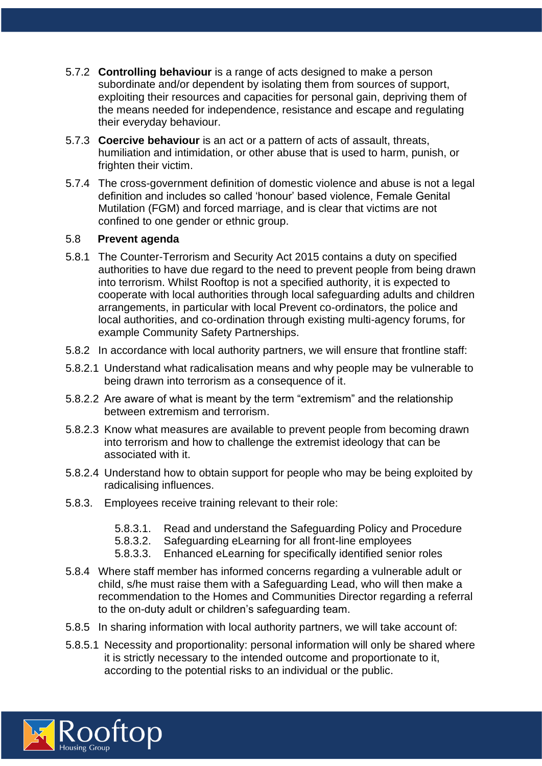5.7.2 **Controlling behaviour** is a range of acts designed to make a person subordinate and/or dependent by isolating them from sources of support, exploiting their resources and capacities for personal gain, depriving them of the means needed for independence, resistance and escape and regulating their everyday behaviour.

5.7.3 **Coercive behaviour** is an act or a pattern of acts of assault, threats, humiliation and intimidation, or other abuse that is used to harm, punish, or frighten their victim.

5.7.4 The cross-government definition of domestic violence and abuse is not a legal definition and includes so called 'honour' based violence, Female Genital Mutilation (FGM) and forced marriage, and is clear that victims are not confined to one gender or ethnic group.

### 5.8 Prevent agenda

5.8.1 The Counter-Terrorism and Security Act 2015 contains a duty on specified authorities to have due regard to the need to prevent people from being drawn into terrorism. Whilst Rooftop is not a specified authority, it is expected to cooperate with local authorities through local safeguarding adults and children arrangements, in particular with local Prevent co-ordinators, the police and local authorities, and co-ordination through existing multi-agency forums, for example Community Safety Partnerships.

5.8.2 In accordance with local authority partners, we will ensure that frontline staff:

5.8.2.1 Understand what radicalisation means and why people may be vulnerable to being drawn into terrorism as a consequence of it.

5.8.2.2 Are aware of what is meant by the term "extremism" and the relationship between extremism and terrorism.

5.8.2.3 Know what measures are available to prevent people from becoming drawn into terrorism and how to challenge the extremist ideology that can be associated with it.

5.8.2.4 Understand how to obtain support for people who may be being exploited by radicalising influences.

5.8.3. Employees receive training relevant to their role:

- 5.8.3.1. Read and understand the Safeguarding Policy and Procedure
- 5.8.3.2. Safeguarding eLearning for all front-line employees
- 5.8.3.3. Enhanced eLearning for specifically identified senior roles

5.8.4 Where staff member has informed concerns regarding a vulnerable adult or child, s/he must raise them with a Safeguarding Lead, who will then make a recommendation to the Homes and Communities Director regarding a referral to the on-duty adult or children's safeguarding team.

5.8.5 In sharing information with local authority partners, we will take account of:

5.8.5.1 Necessity and proportionality: personal information will only be shared where it is strictly necessary to the intended outcome and proportionate to it, according to the potential risks to an individual or the public.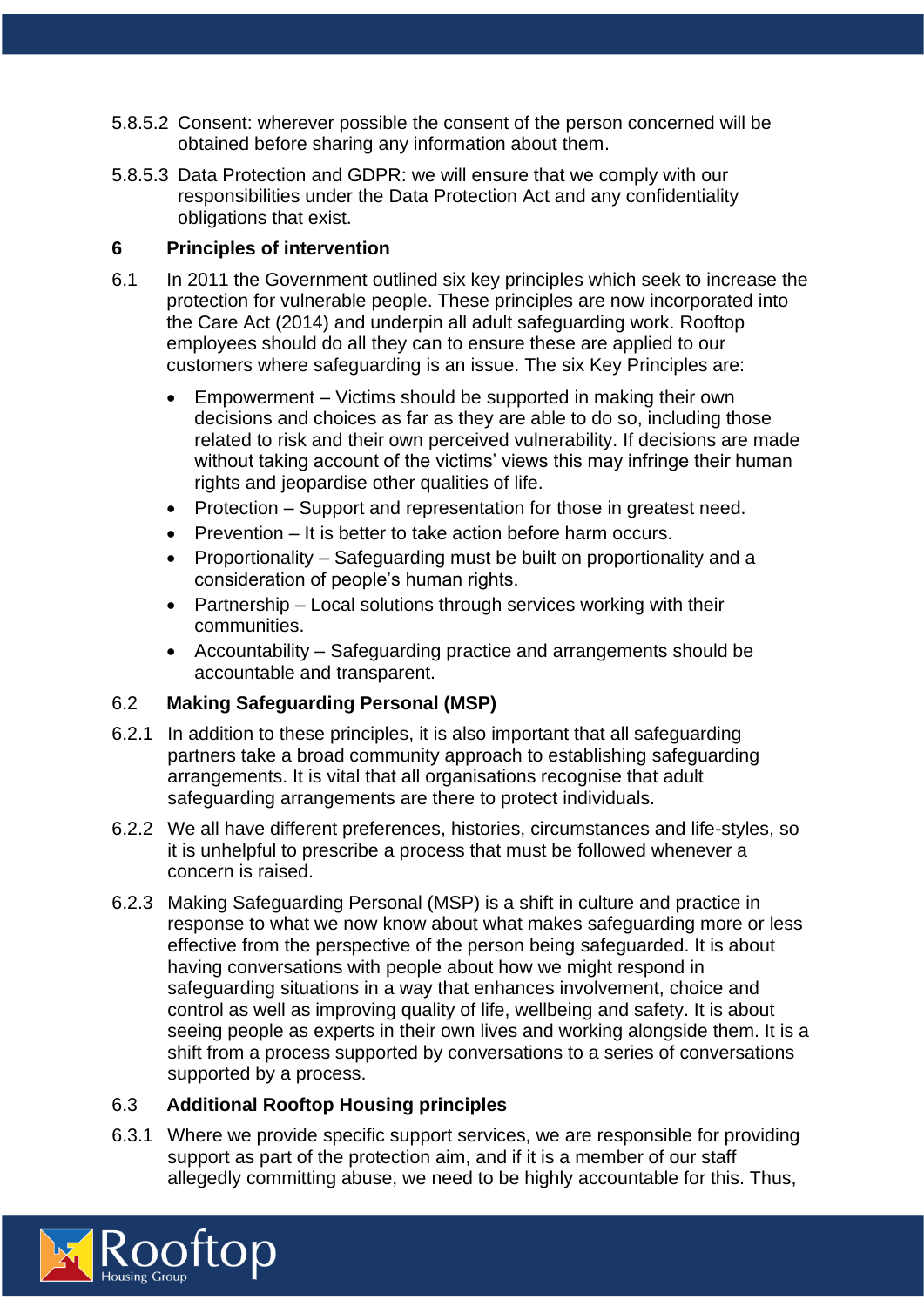5.8.5.2 Consent: wherever possible the consent of the person concerned will be obtained before sharing any information about them.

5.8.5.3 Data Protection and GDPR: we will ensure that we comply with our responsibilities under the Data Protection Act and any confidentiality obligations that exist.

## 6 Principles of intervention

6.1 In 2011 the Government outlined six key principles which seek to increase the protection for vulnerable people. These principles are now incorporated into the Care Act (2014) and underpin all adult safeguarding work. Rooftop employees should do all they can to ensure these are applied to our customers where safeguarding is an issue. The six Key Principles are:

- Empowerment – Victims should be supported in making their own decisions and choices as far as they are able to do so, including those related to risk and their own perceived vulnerability. If decisions are made without taking account of the victims' views this may infringe their human rights and jeopardise other qualities of life.
- Protection – Support and representation for those in greatest need.
- Prevention – It is better to take action before harm occurs.
- Proportionality – Safeguarding must be built on proportionality and a consideration of people's human rights.
- Partnership – Local solutions through services working with their communities.
- Accountability – Safeguarding practice and arrangements should be accountable and transparent.

### 6.2 Making Safeguarding Personal (MSP)

6.2.1 In addition to these principles, it is also important that all safeguarding partners take a broad community approach to establishing safeguarding arrangements. It is vital that all organisations recognise that adult safeguarding arrangements are there to protect individuals.

6.2.2 We all have different preferences, histories, circumstances and life-styles, so it is unhelpful to prescribe a process that must be followed whenever a concern is raised.

6.2.3 Making Safeguarding Personal (MSP) is a shift in culture and practice in response to what we now know about what makes safeguarding more or less effective from the perspective of the person being safeguarded. It is about having conversations with people about how we might respond in safeguarding situations in a way that enhances involvement, choice and control as well as improving quality of life, wellbeing and safety. It is about seeing people as experts in their own lives and working alongside them. It is a shift from a process supported by conversations to a series of conversations supported by a process.

### 6.3 Additional Rooftop Housing principles

6.3.1 Where we provide specific support services, we are responsible for providing support as part of the protection aim, and if it is a member of our staff allegedly committing abuse, we need to be highly accountable for this. Thus,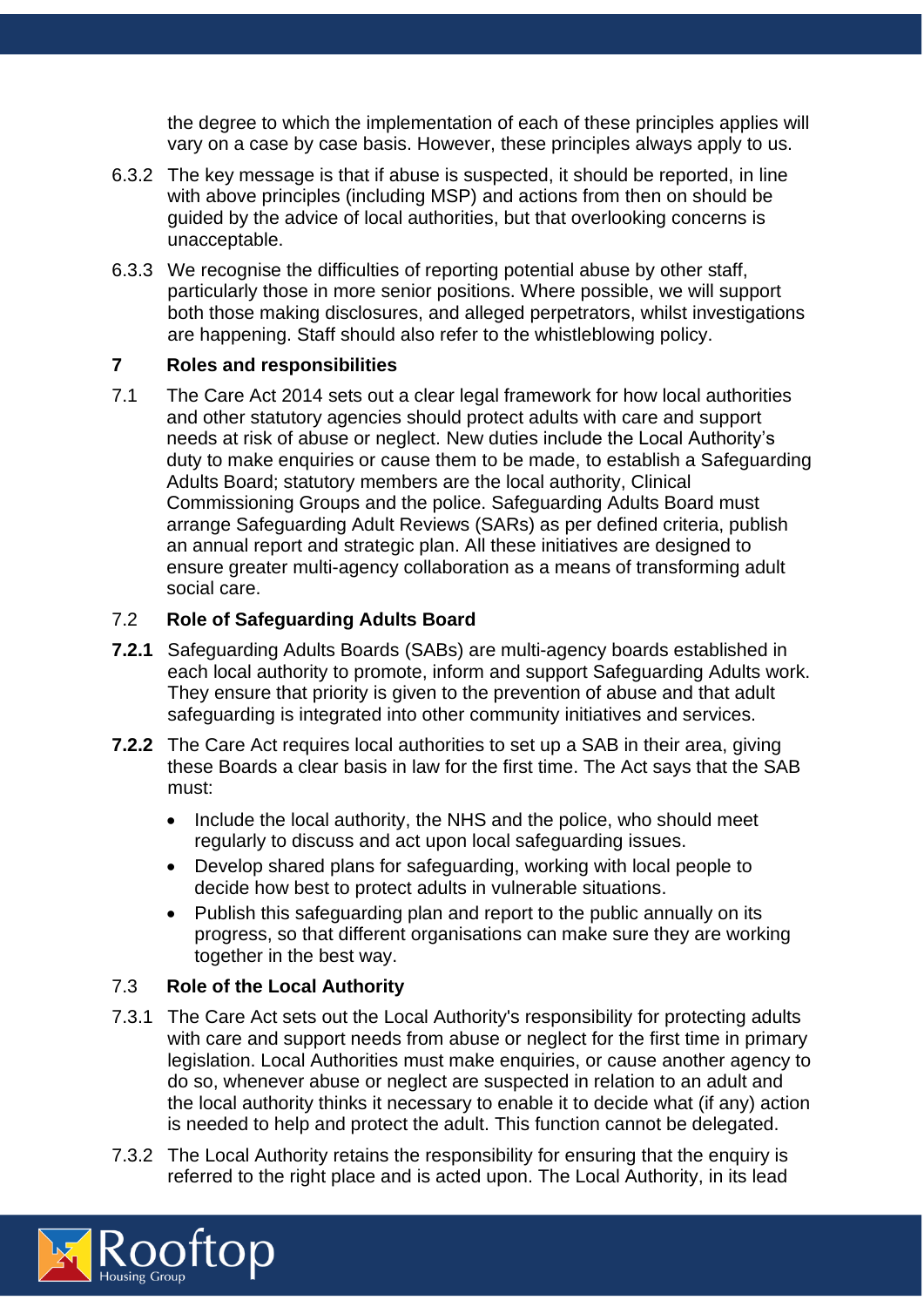the degree to which the implementation of each of these principles applies will vary on a case by case basis. However, these principles always apply to us.

6.3.2 The key message is that if abuse is suspected, it should be reported, in line with above principles (including MSP) and actions from then on should be guided by the advice of local authorities, but that overlooking concerns is unacceptable.

6.3.3 We recognise the difficulties of reporting potential abuse by other staff, particularly those in more senior positions. Where possible, we will support both those making disclosures, and alleged perpetrators, whilst investigations are happening. Staff should also refer to the whistleblowing policy.

## 7 Roles and responsibilities

7.1 The Care Act 2014 sets out a clear legal framework for how local authorities and other statutory agencies should protect adults with care and support needs at risk of abuse or neglect. New duties include the Local Authority's duty to make enquiries or cause them to be made, to establish a Safeguarding Adults Board; statutory members are the local authority, Clinical Commissioning Groups and the police. Safeguarding Adults Board must arrange Safeguarding Adult Reviews (SARs) as per defined criteria, publish an annual report and strategic plan. All these initiatives are designed to ensure greater multi-agency collaboration as a means of transforming adult social care.

### 7.2 Role of Safeguarding Adults Board

**7.2.1** Safeguarding Adults Boards (SABs) are multi-agency boards established in each local authority to promote, inform and support Safeguarding Adults work. They ensure that priority is given to the prevention of abuse and that adult safeguarding is integrated into other community initiatives and services.

**7.2.2** The Care Act requires local authorities to set up a SAB in their area, giving these Boards a clear basis in law for the first time. The Act says that the SAB must:

- Include the local authority, the NHS and the police, who should meet regularly to discuss and act upon local safeguarding issues.
- Develop shared plans for safeguarding, working with local people to decide how best to protect adults in vulnerable situations.
- Publish this safeguarding plan and report to the public annually on its progress, so that different organisations can make sure they are working together in the best way.

### 7.3 Role of the Local Authority

7.3.1 The Care Act sets out the Local Authority's responsibility for protecting adults with care and support needs from abuse or neglect for the first time in primary legislation. Local Authorities must make enquiries, or cause another agency to do so, whenever abuse or neglect are suspected in relation to an adult and the local authority thinks it necessary to enable it to decide what (if any) action is needed to help and protect the adult. This function cannot be delegated.

7.3.2 The Local Authority retains the responsibility for ensuring that the enquiry is referred to the right place and is acted upon. The Local Authority, in its lead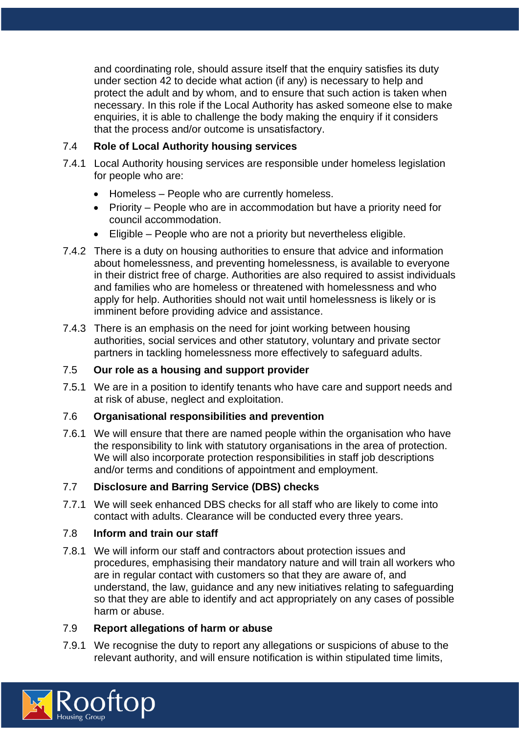and coordinating role, should assure itself that the enquiry satisfies its duty under section 42 to decide what action (if any) is necessary to help and protect the adult and by whom, and to ensure that such action is taken when necessary. In this role if the Local Authority has asked someone else to make enquiries, it is able to challenge the body making the enquiry if it considers that the process and/or outcome is unsatisfactory.

### 7.4 Role of Local Authority housing services

7.4.1 Local Authority housing services are responsible under homeless legislation for people who are:

- Homeless – People who are currently homeless.
- Priority – People who are in accommodation but have a priority need for council accommodation.
- Eligible – People who are not a priority but nevertheless eligible.

7.4.2 There is a duty on housing authorities to ensure that advice and information about homelessness, and preventing homelessness, is available to everyone in their district free of charge. Authorities are also required to assist individuals and families who are homeless or threatened with homelessness and who apply for help. Authorities should not wait until homelessness is likely or is imminent before providing advice and assistance.

7.4.3 There is an emphasis on the need for joint working between housing authorities, social services and other statutory, voluntary and private sector partners in tackling homelessness more effectively to safeguard adults.

### 7.5 Our role as a housing and support provider

7.5.1 We are in a position to identify tenants who have care and support needs and at risk of abuse, neglect and exploitation.

### 7.6 Organisational responsibilities and prevention

7.6.1 We will ensure that there are named people within the organisation who have the responsibility to link with statutory organisations in the area of protection. We will also incorporate protection responsibilities in staff job descriptions and/or terms and conditions of appointment and employment.

### 7.7 Disclosure and Barring Service (DBS) checks

7.7.1 We will seek enhanced DBS checks for all staff who are likely to come into contact with adults. Clearance will be conducted every three years.

### 7.8 Inform and train our staff

7.8.1 We will inform our staff and contractors about protection issues and procedures, emphasising their mandatory nature and will train all workers who are in regular contact with customers so that they are aware of, and understand, the law, guidance and any new initiatives relating to safeguarding so that they are able to identify and act appropriately on any cases of possible harm or abuse.

### 7.9 Report allegations of harm or abuse

7.9.1 We recognise the duty to report any allegations or suspicions of abuse to the relevant authority, and will ensure notification is within stipulated time limits,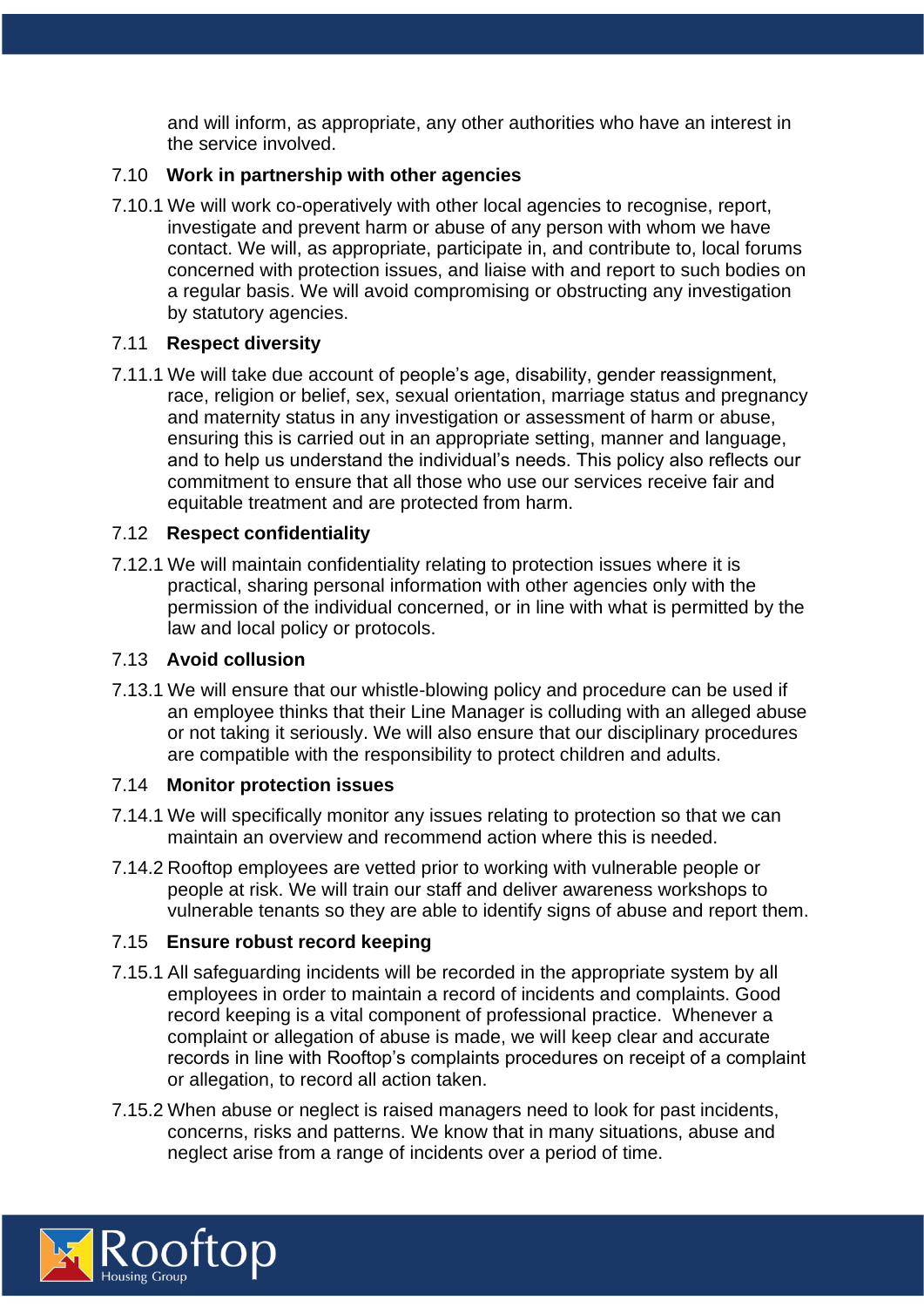and will inform, as appropriate, any other authorities who have an interest in the service involved.

### 7.10 Work in partnership with other agencies

7.10.1 We will work co-operatively with other local agencies to recognise, report, investigate and prevent harm or abuse of any person with whom we have contact. We will, as appropriate, participate in, and contribute to, local forums concerned with protection issues, and liaise with and report to such bodies on a regular basis. We will avoid compromising or obstructing any investigation by statutory agencies.

### 7.11 Respect diversity

7.11.1 We will take due account of people's age, disability, gender reassignment, race, religion or belief, sex, sexual orientation, marriage status and pregnancy and maternity status in any investigation or assessment of harm or abuse, ensuring this is carried out in an appropriate setting, manner and language, and to help us understand the individual's needs. This policy also reflects our commitment to ensure that all those who use our services receive fair and equitable treatment and are protected from harm.

### 7.12 Respect confidentiality

7.12.1 We will maintain confidentiality relating to protection issues where it is practical, sharing personal information with other agencies only with the permission of the individual concerned, or in line with what is permitted by the law and local policy or protocols.

### 7.13 Avoid collusion

7.13.1 We will ensure that our whistle-blowing policy and procedure can be used if an employee thinks that their Line Manager is colluding with an alleged abuse or not taking it seriously. We will also ensure that our disciplinary procedures are compatible with the responsibility to protect children and adults.

### 7.14 Monitor protection issues

7.14.1 We will specifically monitor any issues relating to protection so that we can maintain an overview and recommend action where this is needed.

7.14.2 Rooftop employees are vetted prior to working with vulnerable people or people at risk. We will train our staff and deliver awareness workshops to vulnerable tenants so they are able to identify signs of abuse and report them.

### 7.15 Ensure robust record keeping

7.15.1 All safeguarding incidents will be recorded in the appropriate system by all employees in order to maintain a record of incidents and complaints. Good record keeping is a vital component of professional practice. Whenever a complaint or allegation of abuse is made, we will keep clear and accurate records in line with Rooftop's complaints procedures on receipt of a complaint or allegation, to record all action taken.

7.15.2 When abuse or neglect is raised managers need to look for past incidents, concerns, risks and patterns. We know that in many situations, abuse and neglect arise from a range of incidents over a period of time.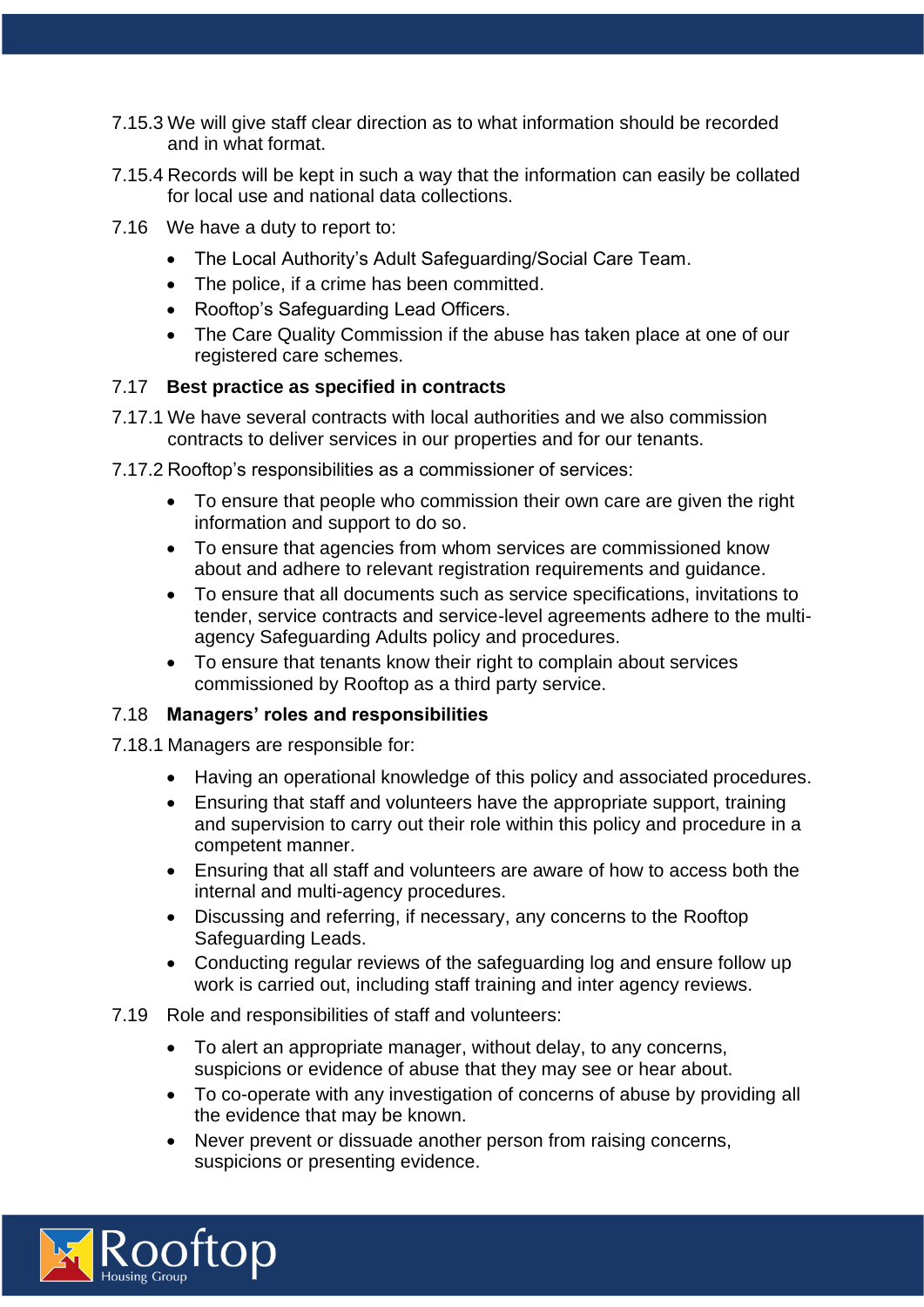7.15.3 We will give staff clear direction as to what information should be recorded and in what format.

7.15.4 Records will be kept in such a way that the information can easily be collated for local use and national data collections.

7.16 We have a duty to report to:

- The Local Authority's Adult Safeguarding/Social Care Team.
- The police, if a crime has been committed.
- Rooftop's Safeguarding Lead Officers.
- The Care Quality Commission if the abuse has taken place at one of our registered care schemes.

7.17 **Best practice as specified in contracts**

7.17.1 We have several contracts with local authorities and we also commission contracts to deliver services in our properties and for our tenants.

7.17.2 Rooftop's responsibilities as a commissioner of services:

- To ensure that people who commission their own care are given the right information and support to do so.
- To ensure that agencies from whom services are commissioned know about and adhere to relevant registration requirements and guidance.
- To ensure that all documents such as service specifications, invitations to tender, service contracts and service-level agreements adhere to the multi-agency Safeguarding Adults policy and procedures.
- To ensure that tenants know their right to complain about services commissioned by Rooftop as a third party service.

7.18 **Managers' roles and responsibilities**

7.18.1 Managers are responsible for:

- Having an operational knowledge of this policy and associated procedures.
- Ensuring that staff and volunteers have the appropriate support, training and supervision to carry out their role within this policy and procedure in a competent manner.
- Ensuring that all staff and volunteers are aware of how to access both the internal and multi-agency procedures.
- Discussing and referring, if necessary, any concerns to the Rooftop Safeguarding Leads.
- Conducting regular reviews of the safeguarding log and ensure follow up work is carried out, including staff training and inter agency reviews.

7.19 Role and responsibilities of staff and volunteers:

- To alert an appropriate manager, without delay, to any concerns, suspicions or evidence of abuse that they may see or hear about.
- To co-operate with any investigation of concerns of abuse by providing all the evidence that may be known.
- Never prevent or dissuade another person from raising concerns, suspicions or presenting evidence.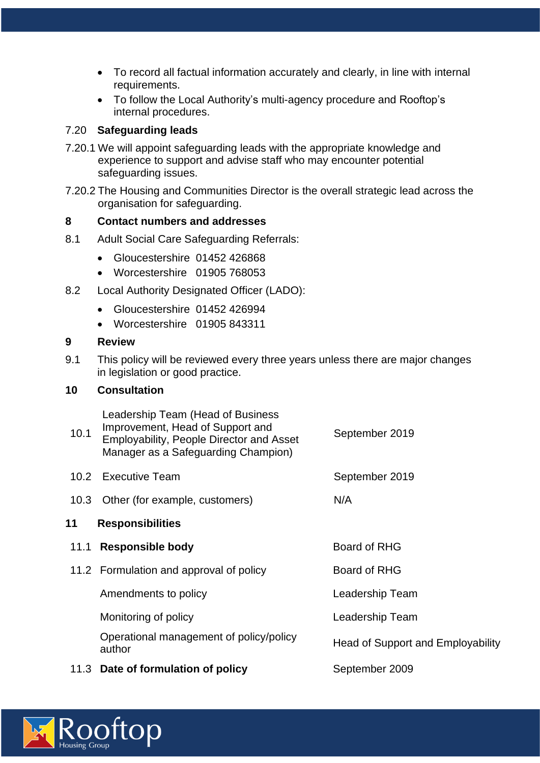- To record all factual information accurately and clearly, in line with internal requirements.
- To follow the Local Authority's multi-agency procedure and Rooftop's internal procedures.

7.20 **Safeguarding leads**

7.20.1 We will appoint safeguarding leads with the appropriate knowledge and experience to support and advise staff who may encounter potential safeguarding issues.

7.20.2 The Housing and Communities Director is the overall strategic lead across the organisation for safeguarding.

## 8 Contact numbers and addresses

8.1 Adult Social Care Safeguarding Referrals:

- Gloucestershire 01452 426868
- Worcestershire 01905 768053

8.2 Local Authority Designated Officer (LADO):

- Gloucestershire 01452 426994
- Worcestershire 01905 843311

## 9 Review

9.1 This policy will be reviewed every three years unless there are major changes in legislation or good practice.

## 10 Consultation

| | | |
|---|---|---|
| 10.1 | Leadership Team (Head of Business Improvement, Head of Support and Employability, People Director and Asset Manager as a Safeguarding Champion) | September 2019 |
| 10.2 | Executive Team | September 2019 |
| 10.3 | Other (for example, customers) | N/A |

## 11 Responsibilities

| | | |
|---|---|---|
| 11.1 | **Responsible body** | Board of RHG |
| 11.2 | Formulation and approval of policy | Board of RHG |
| | Amendments to policy | Leadership Team |
| | Monitoring of policy | Leadership Team |
| | Operational management of policy/policy author | Head of Support and Employability |
| 11.3 | **Date of formulation of policy** | September 2009 |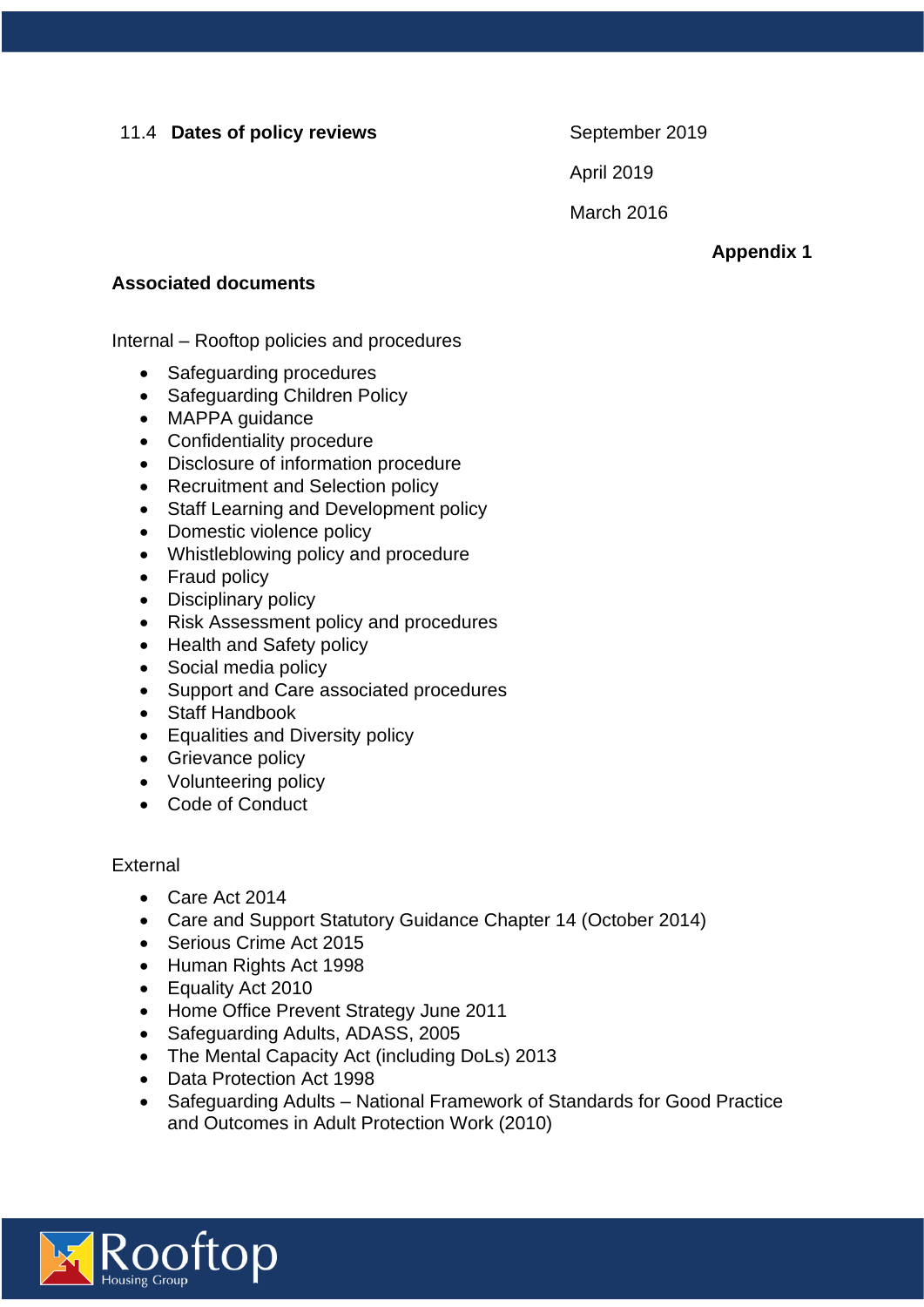11.4 **Dates of policy reviews**

September 2019

April 2019

March 2016

**Appendix 1**

**Associated documents**

Internal – Rooftop policies and procedures

- Safeguarding procedures
- Safeguarding Children Policy
- MAPPA guidance
- Confidentiality procedure
- Disclosure of information procedure
- Recruitment and Selection policy
- Staff Learning and Development policy
- Domestic violence policy
- Whistleblowing policy and procedure
- Fraud policy
- Disciplinary policy
- Risk Assessment policy and procedures
- Health and Safety policy
- Social media policy
- Support and Care associated procedures
- Staff Handbook
- Equalities and Diversity policy
- Grievance policy
- Volunteering policy
- Code of Conduct

External

- Care Act 2014
- Care and Support Statutory Guidance Chapter 14 (October 2014)
- Serious Crime Act 2015
- Human Rights Act 1998
- Equality Act 2010
- Home Office Prevent Strategy June 2011
- Safeguarding Adults, ADASS, 2005
- The Mental Capacity Act (including DoLs) 2013
- Data Protection Act 1998
- Safeguarding Adults – National Framework of Standards for Good Practice and Outcomes in Adult Protection Work (2010)